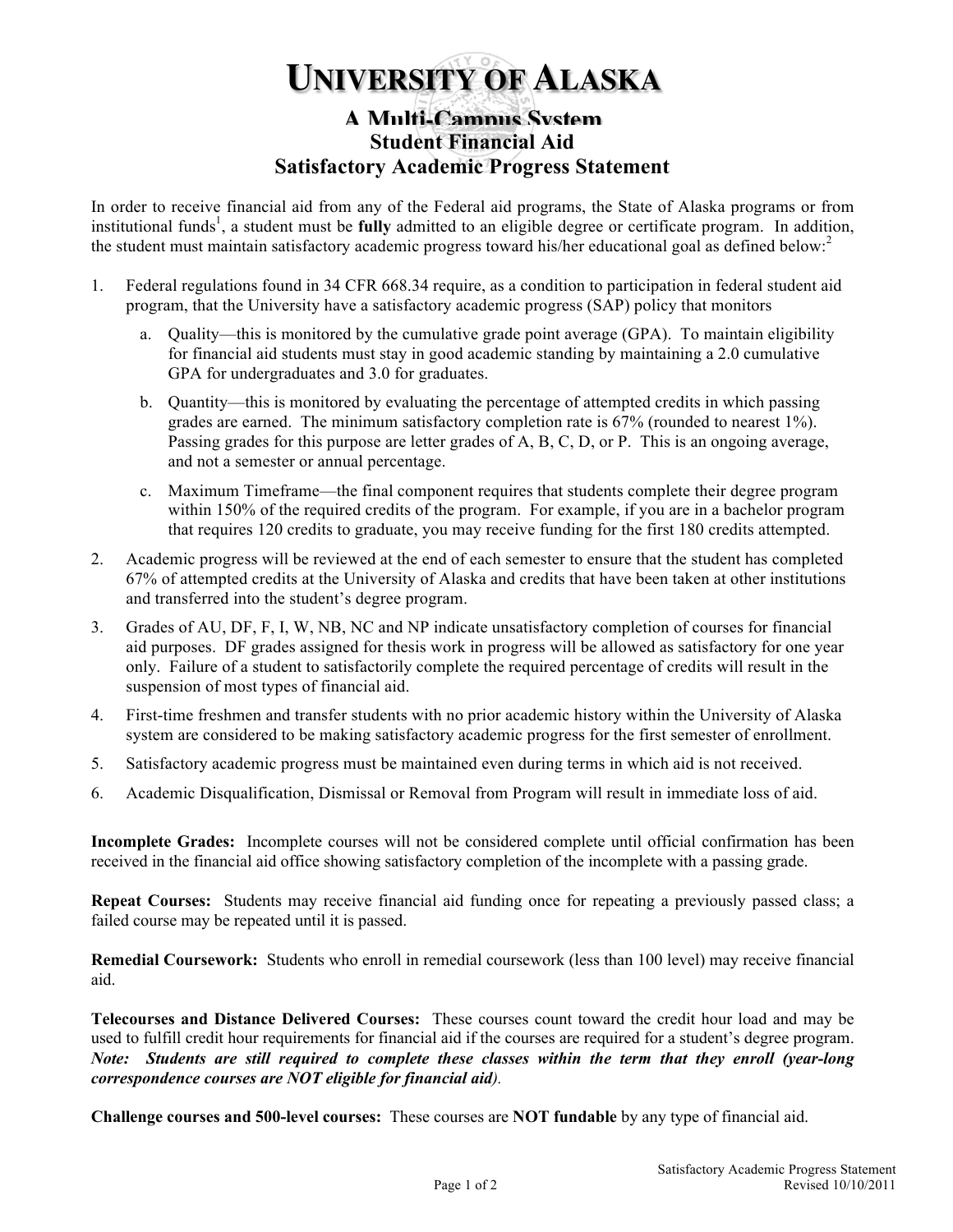# UNIVERSITY OF ALASKA

## A Multi-Campus System

## Student Financial Aid

## Satisfactory Academic Progress Statement

In order to receive financial aid from any of the Federal aid programs, the State of Alaska programs or from institutional funds[1], a student must be **fully** admitted to an eligible degree or certificate program. In addition, the student must maintain satisfactory academic progress toward his/her educational goal as defined below:[2]

1. Federal regulations found in 34 CFR 668.34 require, as a condition to participation in federal student aid program, that the University have a satisfactory academic progress (SAP) policy that monitors
   a. Quality—this is monitored by the cumulative grade point average (GPA). To maintain eligibility for financial aid students must stay in good academic standing by maintaining a 2.0 cumulative GPA for undergraduates and 3.0 for graduates.
   b. Quantity—this is monitored by evaluating the percentage of attempted credits in which passing grades are earned. The minimum satisfactory completion rate is 67% (rounded to nearest 1%). Passing grades for this purpose are letter grades of A, B, C, D, or P. This is an ongoing average, and not a semester or annual percentage.
   c. Maximum Timeframe—the final component requires that students complete their degree program within 150% of the required credits of the program. For example, if you are in a bachelor program that requires 120 credits to graduate, you may receive funding for the first 180 credits attempted.
2. Academic progress will be reviewed at the end of each semester to ensure that the student has completed 67% of attempted credits at the University of Alaska and credits that have been taken at other institutions and transferred into the student's degree program.
3. Grades of AU, DF, F, I, W, NB, NC and NP indicate unsatisfactory completion of courses for financial aid purposes. DF grades assigned for thesis work in progress will be allowed as satisfactory for one year only. Failure of a student to satisfactorily complete the required percentage of credits will result in the suspension of most types of financial aid.
4. First-time freshmen and transfer students with no prior academic history within the University of Alaska system are considered to be making satisfactory academic progress for the first semester of enrollment.
5. Satisfactory academic progress must be maintained even during terms in which aid is not received.
6. Academic Disqualification, Dismissal or Removal from Program will result in immediate loss of aid.

**Incomplete Grades:** Incomplete courses will not be considered complete until official confirmation has been received in the financial aid office showing satisfactory completion of the incomplete with a passing grade.

**Repeat Courses:** Students may receive financial aid funding once for repeating a previously passed class; a failed course may be repeated until it is passed.

**Remedial Coursework:** Students who enroll in remedial coursework (less than 100 level) may receive financial aid.

**Telecourses and Distance Delivered Courses:** These courses count toward the credit hour load and may be used to fulfill credit hour requirements for financial aid if the courses are required for a student's degree program. ***Note: Students are still required to complete these classes within the term that they enroll (year-long correspondence courses are NOT eligible for financial aid).***

**Challenge courses and 500-level courses:** These courses are **NOT fundable** by any type of financial aid.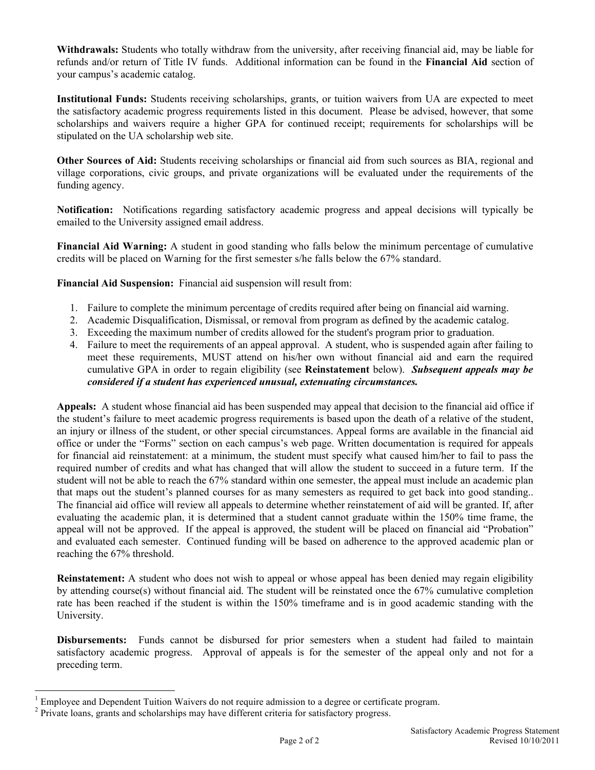**Withdrawals:** Students who totally withdraw from the university, after receiving financial aid, may be liable for refunds and/or return of Title IV funds. Additional information can be found in the **Financial Aid** section of your campus's academic catalog.

**Institutional Funds:** Students receiving scholarships, grants, or tuition waivers from UA are expected to meet the satisfactory academic progress requirements listed in this document. Please be advised, however, that some scholarships and waivers require a higher GPA for continued receipt; requirements for scholarships will be stipulated on the UA scholarship web site.

**Other Sources of Aid:** Students receiving scholarships or financial aid from such sources as BIA, regional and village corporations, civic groups, and private organizations will be evaluated under the requirements of the funding agency.

**Notification:** Notifications regarding satisfactory academic progress and appeal decisions will typically be emailed to the University assigned email address.

**Financial Aid Warning:** A student in good standing who falls below the minimum percentage of cumulative credits will be placed on Warning for the first semester s/he falls below the 67% standard.

**Financial Aid Suspension:** Financial aid suspension will result from:

1. Failure to complete the minimum percentage of credits required after being on financial aid warning.
2. Academic Disqualification, Dismissal, or removal from program as defined by the academic catalog.
3. Exceeding the maximum number of credits allowed for the student's program prior to graduation.
4. Failure to meet the requirements of an appeal approval. A student, who is suspended again after failing to meet these requirements, MUST attend on his/her own without financial aid and earn the required cumulative GPA in order to regain eligibility (see **Reinstatement** below). ***Subsequent appeals may be considered if a student has experienced unusual, extenuating circumstances.***

**Appeals:** A student whose financial aid has been suspended may appeal that decision to the financial aid office if the student's failure to meet academic progress requirements is based upon the death of a relative of the student, an injury or illness of the student, or other special circumstances. Appeal forms are available in the financial aid office or under the "Forms" section on each campus's web page. Written documentation is required for appeals for financial aid reinstatement: at a minimum, the student must specify what caused him/her to fail to pass the required number of credits and what has changed that will allow the student to succeed in a future term. If the student will not be able to reach the 67% standard within one semester, the appeal must include an academic plan that maps out the student's planned courses for as many semesters as required to get back into good standing.. The financial aid office will review all appeals to determine whether reinstatement of aid will be granted. If, after evaluating the academic plan, it is determined that a student cannot graduate within the 150% time frame, the appeal will not be approved. If the appeal is approved, the student will be placed on financial aid "Probation" and evaluated each semester. Continued funding will be based on adherence to the approved academic plan or reaching the 67% threshold.

**Reinstatement:** A student who does not wish to appeal or whose appeal has been denied may regain eligibility by attending course(s) without financial aid. The student will be reinstated once the 67% cumulative completion rate has been reached if the student is within the 150% timeframe and is in good academic standing with the University.

**Disbursements:** Funds cannot be disbursed for prior semesters when a student had failed to maintain satisfactory academic progress. Approval of appeals is for the semester of the appeal only and not for a preceding term.

---

[1] Employee and Dependent Tuition Waivers do not require admission to a degree or certificate program.

[2] Private loans, grants and scholarships may have different criteria for satisfactory progress.